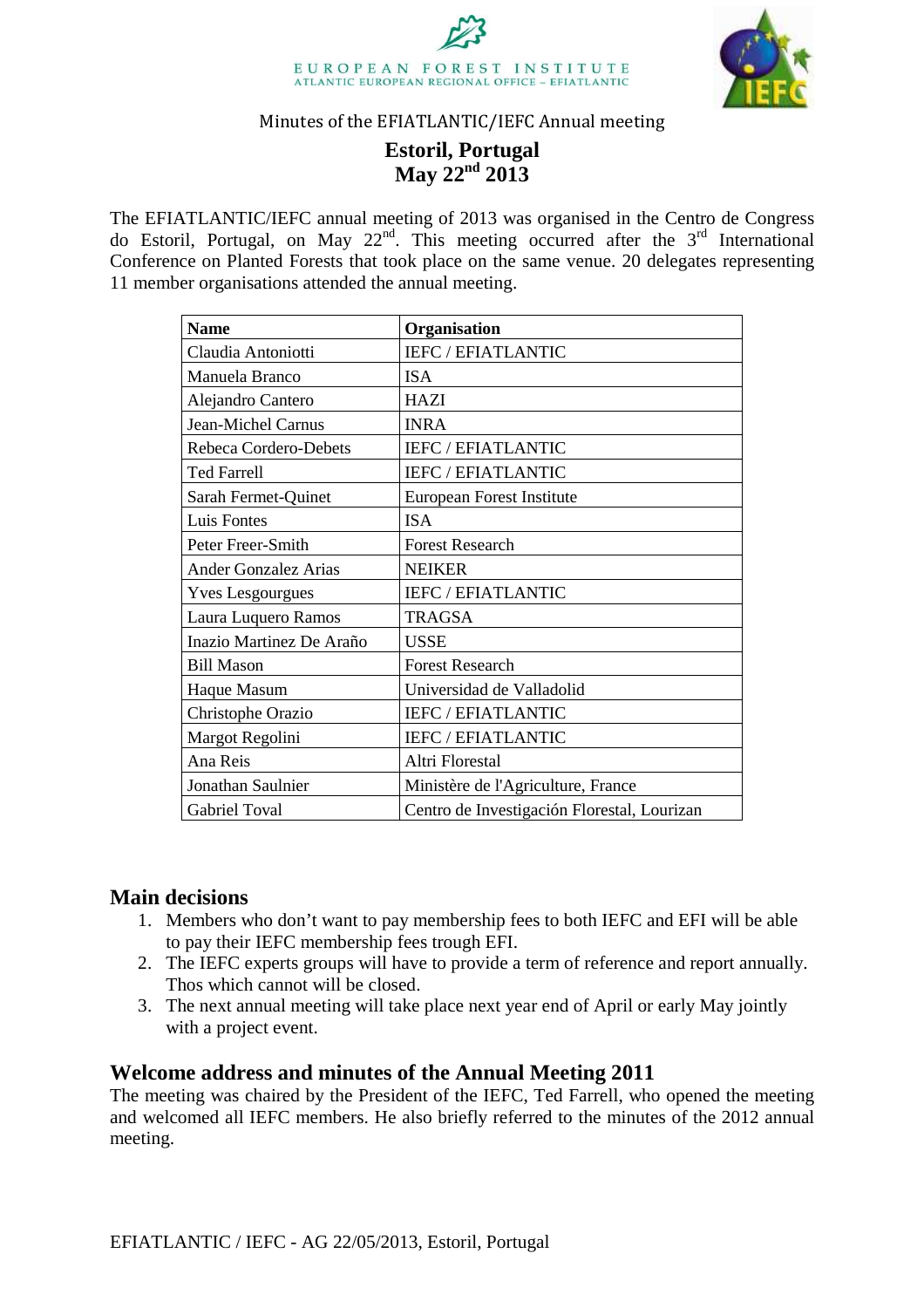EUROPEAN FOREST INSTITUTE
ATLANTIC EUROPEAN REGIONAL OFFICE – EFIATLANTIC

Minutes of the EFIATLANTIC/IEFC Annual meeting

# Estoril, Portugal
# May 22nd 2013

The EFIATLANTIC/IEFC annual meeting of 2013 was organised in the Centro de Congress do Estoril, Portugal, on May 22nd. This meeting occurred after the 3rd International Conference on Planted Forests that took place on the same venue. 20 delegates representing 11 member organisations attended the annual meeting.

| Name | Organisation |
|---|---|
| Claudia Antoniotti | IEFC / EFIATLANTIC |
| Manuela Branco | ISA |
| Alejandro Cantero | HAZI |
| Jean-Michel Carnus | INRA |
| Rebeca Cordero-Debets | IEFC / EFIATLANTIC |
| Ted Farrell | IEFC / EFIATLANTIC |
| Sarah Fermet-Quinet | European Forest Institute |
| Luis Fontes | ISA |
| Peter Freer-Smith | Forest Research |
| Ander Gonzalez Arias | NEIKER |
| Yves Lesgourgues | IEFC / EFIATLANTIC |
| Laura Luquero Ramos | TRAGSA |
| Inazio Martinez De Araño | USSE |
| Bill Mason | Forest Research |
| Haque Masum | Universidad de Valladolid |
| Christophe Orazio | IEFC / EFIATLANTIC |
| Margot Regolini | IEFC / EFIATLANTIC |
| Ana Reis | Altri Florestal |
| Jonathan Saulnier | Ministère de l'Agriculture, France |
| Gabriel Toval | Centro de Investigación Florestal, Lourizan |

## Main decisions

1. Members who don't want to pay membership fees to both IEFC and EFI will be able to pay their IEFC membership fees trough EFI.
2. The IEFC experts groups will have to provide a term of reference and report annually. Thos which cannot will be closed.
3. The next annual meeting will take place next year end of April or early May jointly with a project event.

## Welcome address and minutes of the Annual Meeting 2011

The meeting was chaired by the President of the IEFC, Ted Farrell, who opened the meeting and welcomed all IEFC members. He also briefly referred to the minutes of the 2012 annual meeting.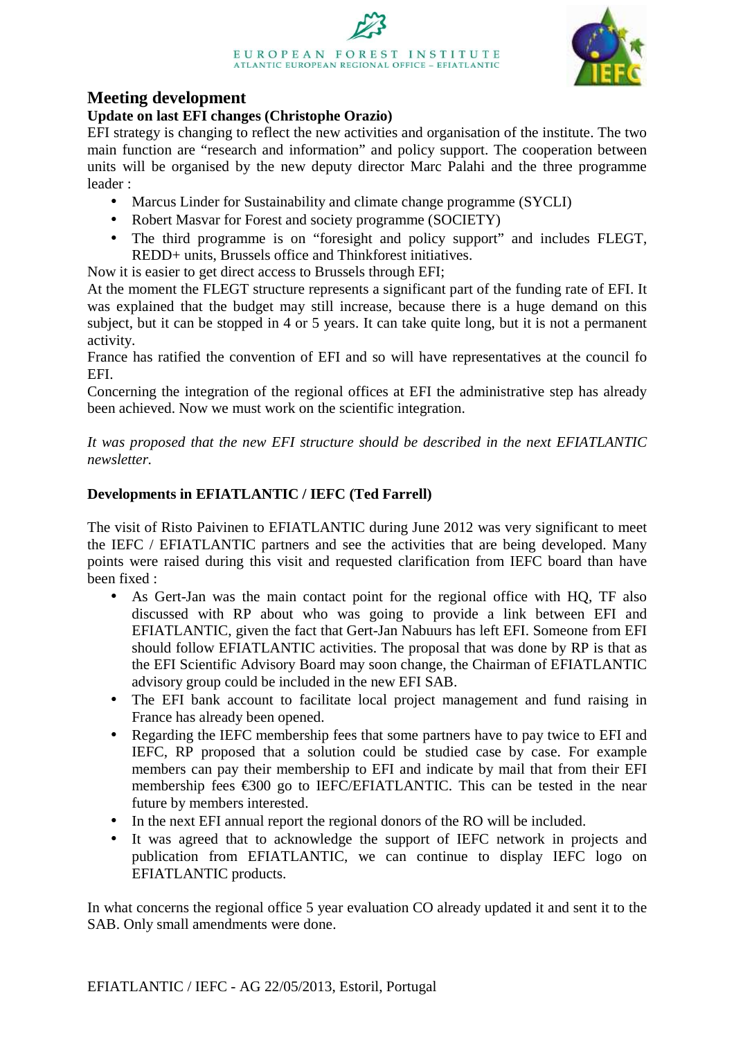## Meeting development

### Update on last EFI changes (Christophe Orazio)

EFI strategy is changing to reflect the new activities and organisation of the institute. The two main function are "research and information" and policy support. The cooperation between units will be organised by the new deputy director Marc Palahi and the three programme leader :

- Marcus Linder for Sustainability and climate change programme (SYCLI)
- Robert Masvar for Forest and society programme (SOCIETY)
- The third programme is on "foresight and policy support" and includes FLEGT, REDD+ units, Brussels office and Thinkforest initiatives.

Now it is easier to get direct access to Brussels through EFI;

At the moment the FLEGT structure represents a significant part of the funding rate of EFI. It was explained that the budget may still increase, because there is a huge demand on this subject, but it can be stopped in 4 or 5 years. It can take quite long, but it is not a permanent activity.

France has ratified the convention of EFI and so will have representatives at the council fo EFI.

Concerning the integration of the regional offices at EFI the administrative step has already been achieved. Now we must work on the scientific integration.

*It was proposed that the new EFI structure should be described in the next EFIATLANTIC newsletter.*

### Developments in EFIATLANTIC / IEFC (Ted Farrell)

The visit of Risto Paivinen to EFIATLANTIC during June 2012 was very significant to meet the IEFC / EFIATLANTIC partners and see the activities that are being developed. Many points were raised during this visit and requested clarification from IEFC board than have been fixed :

- As Gert-Jan was the main contact point for the regional office with HQ, TF also discussed with RP about who was going to provide a link between EFI and EFIATLANTIC, given the fact that Gert-Jan Nabuurs has left EFI. Someone from EFI should follow EFIATLANTIC activities. The proposal that was done by RP is that as the EFI Scientific Advisory Board may soon change, the Chairman of EFIATLANTIC advisory group could be included in the new EFI SAB.
- The EFI bank account to facilitate local project management and fund raising in France has already been opened.
- Regarding the IEFC membership fees that some partners have to pay twice to EFI and IEFC, RP proposed that a solution could be studied case by case. For example members can pay their membership to EFI and indicate by mail that from their EFI membership fees €300 go to IEFC/EFIATLANTIC. This can be tested in the near future by members interested.
- In the next EFI annual report the regional donors of the RO will be included.
- It was agreed that to acknowledge the support of IEFC network in projects and publication from EFIATLANTIC, we can continue to display IEFC logo on EFIATLANTIC products.

In what concerns the regional office 5 year evaluation CO already updated it and sent it to the SAB. Only small amendments were done.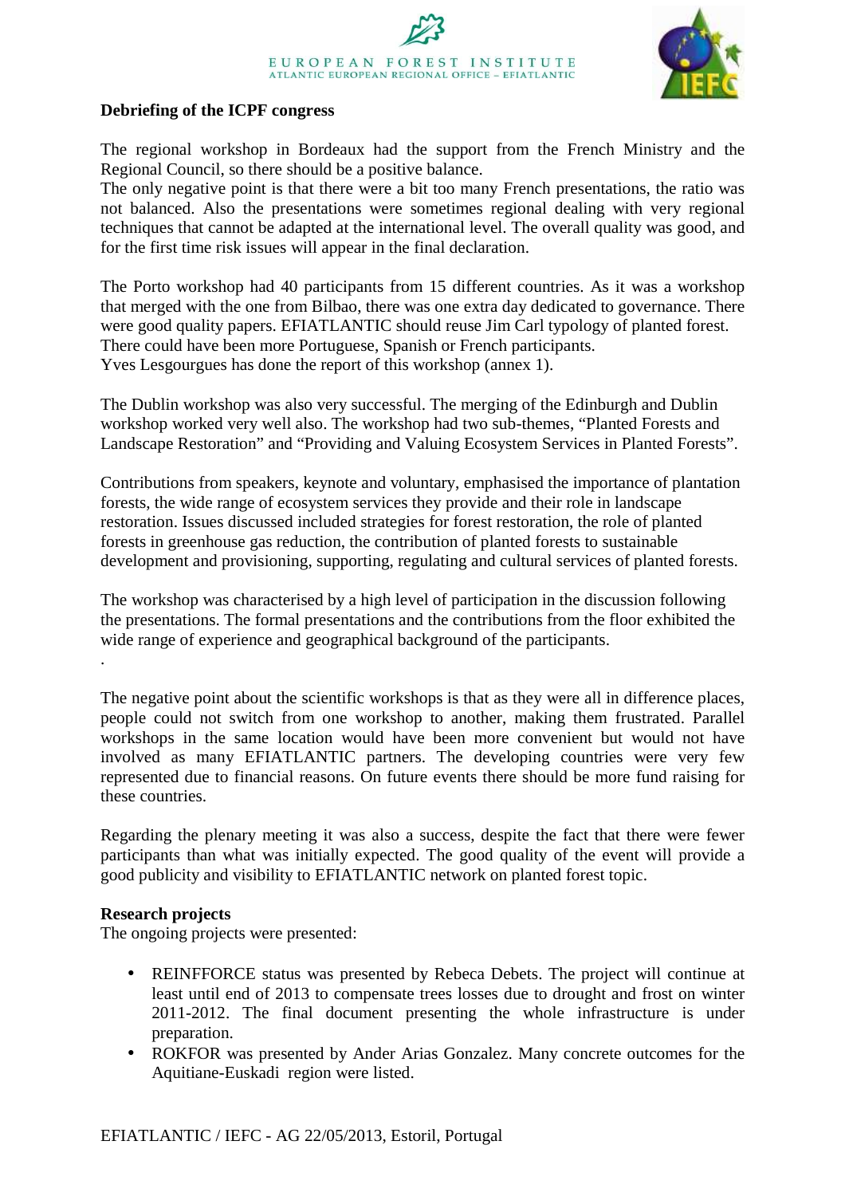**Debriefing of the ICPF congress**

The regional workshop in Bordeaux had the support from the French Ministry and the Regional Council, so there should be a positive balance.
The only negative point is that there were a bit too many French presentations, the ratio was not balanced. Also the presentations were sometimes regional dealing with very regional techniques that cannot be adapted at the international level. The overall quality was good, and for the first time risk issues will appear in the final declaration.

The Porto workshop had 40 participants from 15 different countries. As it was a workshop that merged with the one from Bilbao, there was one extra day dedicated to governance. There were good quality papers. EFIATLANTIC should reuse Jim Carl typology of planted forest. There could have been more Portuguese, Spanish or French participants.
Yves Lesgourgues has done the report of this workshop (annex 1).

The Dublin workshop was also very successful. The merging of the Edinburgh and Dublin workshop worked very well also. The workshop had two sub-themes, “Planted Forests and Landscape Restoration” and “Providing and Valuing Ecosystem Services in Planted Forests”.

Contributions from speakers, keynote and voluntary, emphasised the importance of plantation forests, the wide range of ecosystem services they provide and their role in landscape restoration. Issues discussed included strategies for forest restoration, the role of planted forests in greenhouse gas reduction, the contribution of planted forests to sustainable development and provisioning, supporting, regulating and cultural services of planted forests.

The workshop was characterised by a high level of participation in the discussion following the presentations. The formal presentations and the contributions from the floor exhibited the wide range of experience and geographical background of the participants.
.

The negative point about the scientific workshops is that as they were all in difference places, people could not switch from one workshop to another, making them frustrated. Parallel workshops in the same location would have been more convenient but would not have involved as many EFIATLANTIC partners. The developing countries were very few represented due to financial reasons. On future events there should be more fund raising for these countries.

Regarding the plenary meeting it was also a success, despite the fact that there were fewer participants than what was initially expected. The good quality of the event will provide a good publicity and visibility to EFIATLANTIC network on planted forest topic.

**Research projects**
The ongoing projects were presented:

- REINFFORCE status was presented by Rebeca Debets. The project will continue at least until end of 2013 to compensate trees losses due to drought and frost on winter 2011-2012. The final document presenting the whole infrastructure is under preparation.
- ROKFOR was presented by Ander Arias Gonzalez. Many concrete outcomes for the Aquitiane-Euskadi region were listed.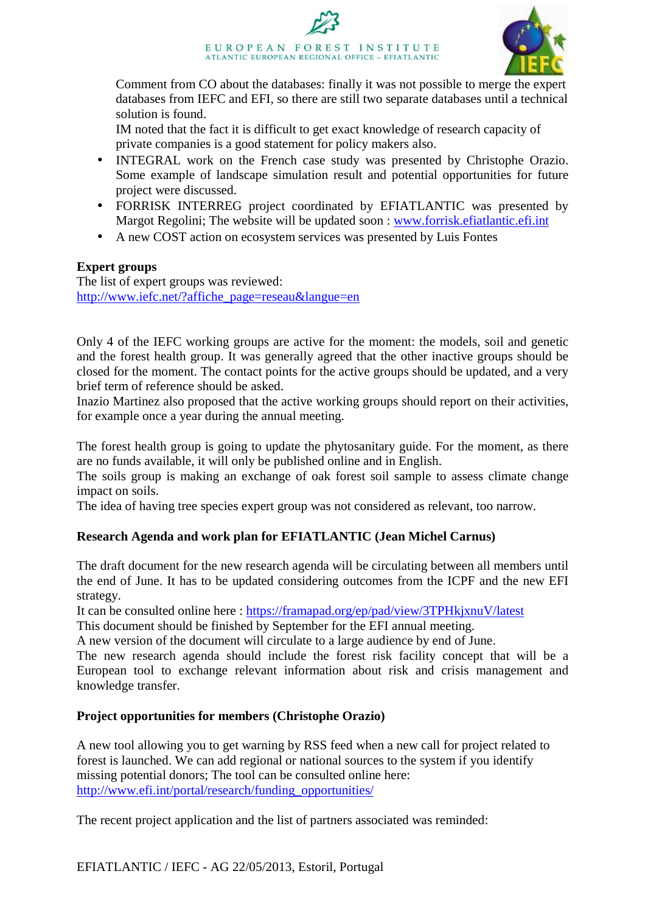Comment from CO about the databases: finally it was not possible to merge the expert databases from IEFC and EFI, so there are still two separate databases until a technical solution is found.
IM noted that the fact it is difficult to get exact knowledge of research capacity of private companies is a good statement for policy makers also.

- INTEGRAL work on the French case study was presented by Christophe Orazio. Some example of landscape simulation result and potential opportunities for future project were discussed.
- FORRISK INTERREG project coordinated by EFIATLANTIC was presented by Margot Regolini; The website will be updated soon : www.forrisk.efiatlantic.efi.int
- A new COST action on ecosystem services was presented by Luis Fontes

**Expert groups**
The list of expert groups was reviewed:
http://www.iefc.net/?affiche_page=reseau&langue=en

Only 4 of the IEFC working groups are active for the moment: the models, soil and genetic and the forest health group. It was generally agreed that the other inactive groups should be closed for the moment. The contact points for the active groups should be updated, and a very brief term of reference should be asked.
Inazio Martinez also proposed that the active working groups should report on their activities, for example once a year during the annual meeting.

The forest health group is going to update the phytosanitary guide. For the moment, as there are no funds available, it will only be published online and in English.
The soils group is making an exchange of oak forest soil sample to assess climate change impact on soils.
The idea of having tree species expert group was not considered as relevant, too narrow.

**Research Agenda and work plan for EFIATLANTIC (Jean Michel Carnus)**

The draft document for the new research agenda will be circulating between all members until the end of June. It has to be updated considering outcomes from the ICPF and the new EFI strategy.
It can be consulted online here : https://framapad.org/ep/pad/view/3TPHkjxnuV/latest
This document should be finished by September for the EFI annual meeting.
A new version of the document will circulate to a large audience by end of June.
The new research agenda should include the forest risk facility concept that will be a European tool to exchange relevant information about risk and crisis management and knowledge transfer.

**Project opportunities for members (Christophe Orazio)**

A new tool allowing you to get warning by RSS feed when a new call for project related to forest is launched. We can add regional or national sources to the system if you identify missing potential donors; The tool can be consulted online here:
http://www.efi.int/portal/research/funding_opportunities/

The recent project application and the list of partners associated was reminded: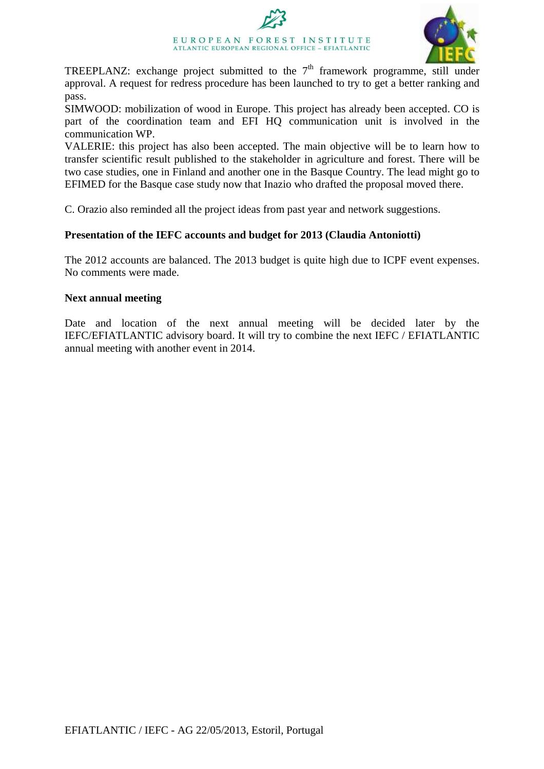TREEPLANZ: exchange project submitted to the $7^{th}$ framework programme, still under approval. A request for redress procedure has been launched to try to get a better ranking and pass.

SIMWOOD: mobilization of wood in Europe. This project has already been accepted. CO is part of the coordination team and EFI HQ communication unit is involved in the communication WP.

VALERIE: this project has also been accepted. The main objective will be to learn how to transfer scientific result published to the stakeholder in agriculture and forest. There will be two case studies, one in Finland and another one in the Basque Country. The lead might go to EFIMED for the Basque case study now that Inazio who drafted the proposal moved there.

C. Orazio also reminded all the project ideas from past year and network suggestions.

**Presentation of the IEFC accounts and budget for 2013 (Claudia Antoniotti)**

The 2012 accounts are balanced. The 2013 budget is quite high due to ICPF event expenses. No comments were made.

**Next annual meeting**

Date and location of the next annual meeting will be decided later by the IEFC/EFIATLANTIC advisory board. It will try to combine the next IEFC / EFIATLANTIC annual meeting with another event in 2014.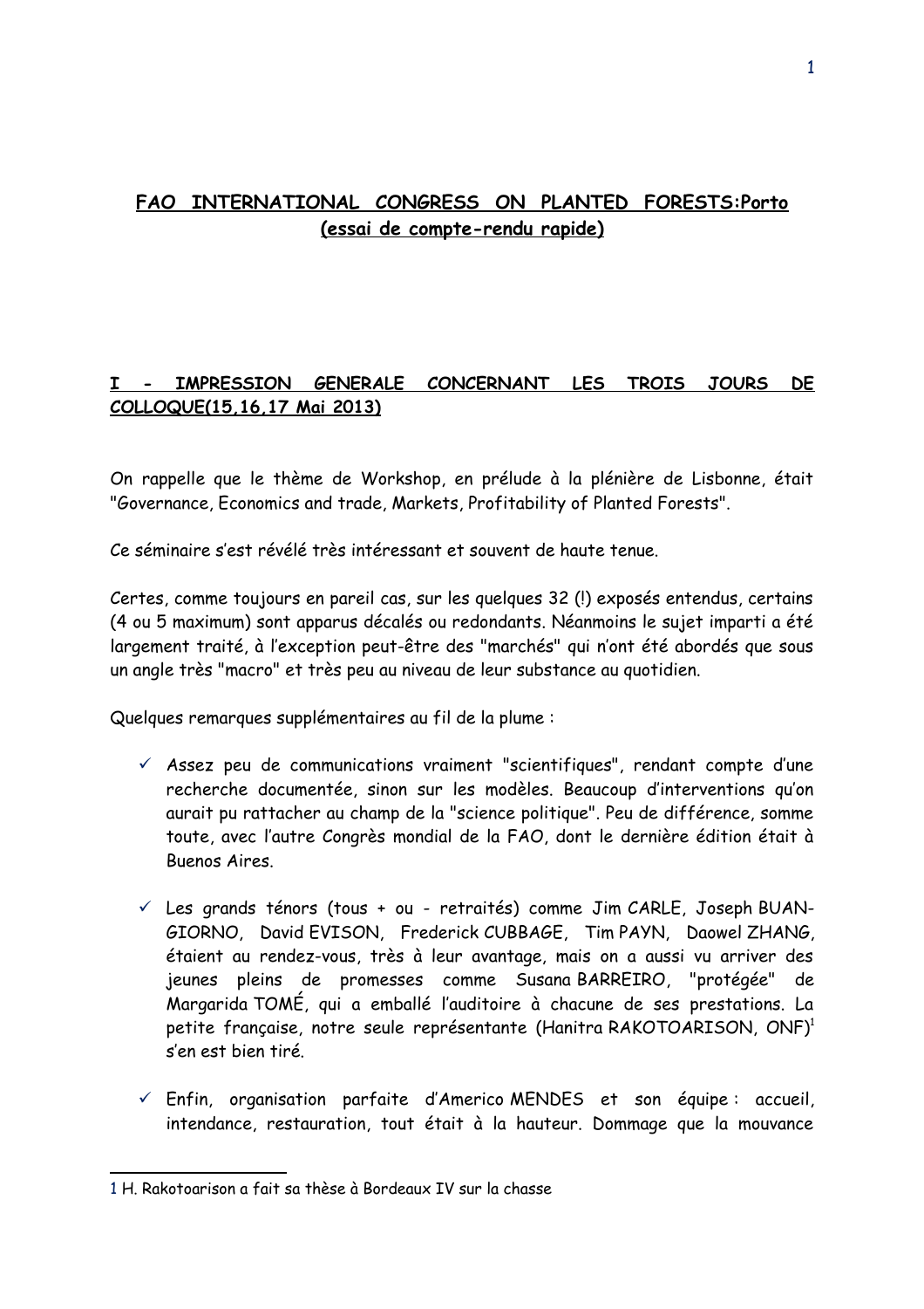# FAO INTERNATIONAL CONGRESS ON PLANTED FORESTS:Porto (essai de compte-rendu rapide)

## I - IMPRESSION GENERALE CONCERNANT LES TROIS JOURS DE COLLOQUE(15,16,17 Mai 2013)

On rappelle que le thème de Workshop, en prélude à la plénière de Lisbonne, était "Governance, Economics and trade, Markets, Profitability of Planted Forests".

Ce séminaire s'est révélé très intéressant et souvent de haute tenue.

Certes, comme toujours en pareil cas, sur les quelques 32 (!) exposés entendus, certains (4 ou 5 maximum) sont apparus décalés ou redondants. Néanmoins le sujet imparti a été largement traité, à l'exception peut-être des "marchés" qui n'ont été abordés que sous un angle très "macro" et très peu au niveau de leur substance au quotidien.

Quelques remarques supplémentaires au fil de la plume :

- ✓ Assez peu de communications vraiment "scientifiques", rendant compte d'une recherche documentée, sinon sur les modèles. Beaucoup d'interventions qu'on aurait pu rattacher au champ de la "science politique". Peu de différence, somme toute, avec l'autre Congrès mondial de la FAO, dont le dernière édition était à Buenos Aires.

- ✓ Les grands ténors (tous + ou - retraités) comme Jim CARLE, Joseph BUAN-GIORNO, David EVISON, Frederick CUBBAGE, Tim PAYN, Daowel ZHANG, étaient au rendez-vous, très à leur avantage, mais on a aussi vu arriver des jeunes pleins de promesses comme Susana BARREIRO, "protégée" de Margarida TOMÉ, qui a emballé l'auditoire à chacune de ses prestations. La petite française, notre seule représentante (Hanitra RAKOTOARISON, ONF)[1] s'en est bien tiré.

- ✓ Enfin, organisation parfaite d'Americo MENDES et son équipe : accueil, intendance, restauration, tout était à la hauteur. Dommage que la mouvance

[1] H. Rakotoarison a fait sa thèse à Bordeaux IV sur la chasse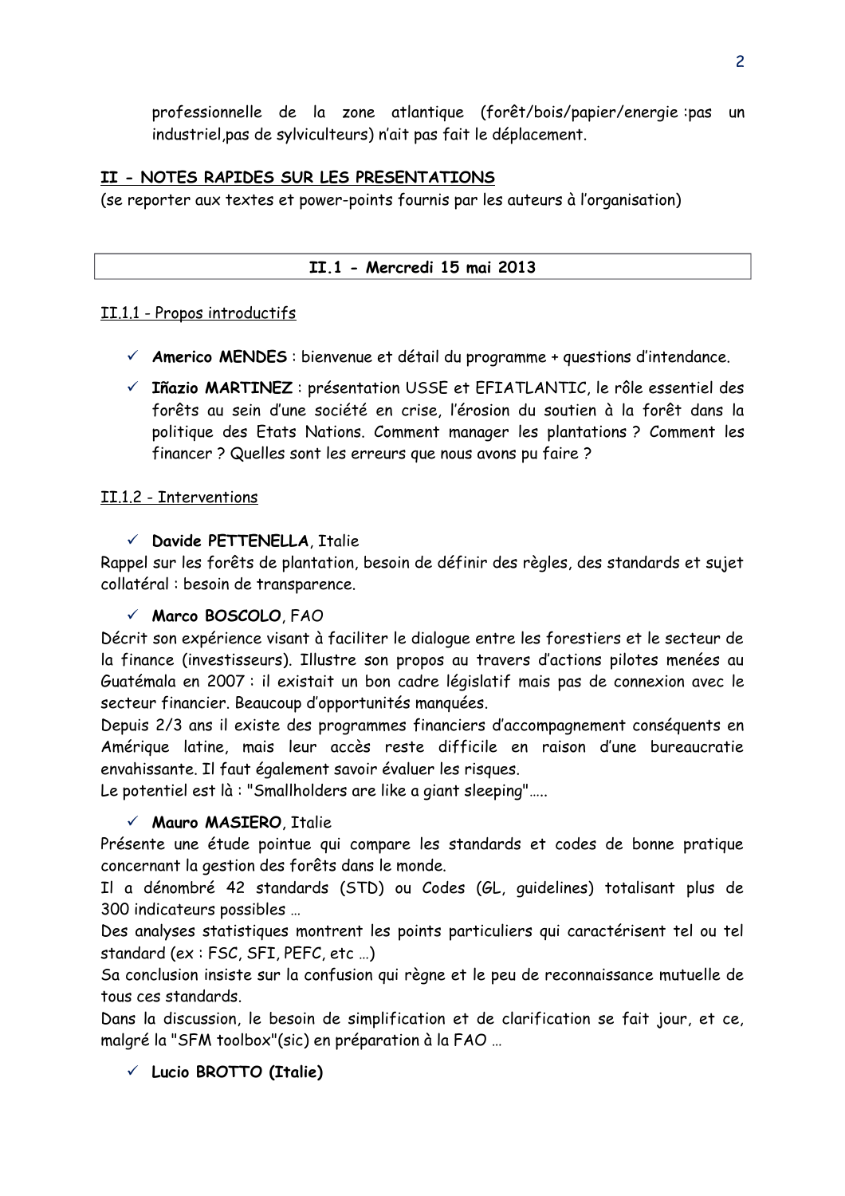professionnelle de la zone atlantique (forêt/bois/papier/energie :pas un industriel,pas de sylviculteurs) n'ait pas fait le déplacement.

## II - NOTES RAPIDES SUR LES PRESENTATIONS

(se reporter aux textes et power-points fournis par les auteurs à l'organisation)

### II.1 - Mercredi 15 mai 2013

#### II.1.1 - Propos introductifs

- ✓ **Americo MENDES** : bienvenue et détail du programme + questions d'intendance.
- ✓ **Iñazio MARTINEZ** : présentation USSE et EFIATLANTIC, le rôle essentiel des forêts au sein d'une société en crise, l'érosion du soutien à la forêt dans la politique des Etats Nations. Comment manager les plantations ? Comment les financer ? Quelles sont les erreurs que nous avons pu faire ?

#### II.1.2 - Interventions

✓ **Davide PETTENELLA**, Italie

Rappel sur les forêts de plantation, besoin de définir des règles, des standards et sujet collatéral : besoin de transparence.

✓ **Marco BOSCOLO**, FAO

Décrit son expérience visant à faciliter le dialogue entre les forestiers et le secteur de la finance (investisseurs). Illustre son propos au travers d'actions pilotes menées au Guatémala en 2007 : il existait un bon cadre législatif mais pas de connexion avec le secteur financier. Beaucoup d'opportunités manquées.

Depuis 2/3 ans il existe des programmes financiers d'accompagnement conséquents en Amérique latine, mais leur accès reste difficile en raison d'une bureaucratie envahissante. Il faut également savoir évaluer les risques.

Le potentiel est là : "Smallholders are like a giant sleeping"…..

✓ **Mauro MASIERO**, Italie

Présente une étude pointue qui compare les standards et codes de bonne pratique concernant la gestion des forêts dans le monde.

Il a dénombré 42 standards (STD) ou Codes (GL, guidelines) totalisant plus de 300 indicateurs possibles …

Des analyses statistiques montrent les points particuliers qui caractérisent tel ou tel standard (ex : FSC, SFI, PEFC, etc …)

Sa conclusion insiste sur la confusion qui règne et le peu de reconnaissance mutuelle de tous ces standards.

Dans la discussion, le besoin de simplification et de clarification se fait jour, et ce, malgré la "SFM toolbox"(sic) en préparation à la FAO …

✓ **Lucio BROTTO (Italie)**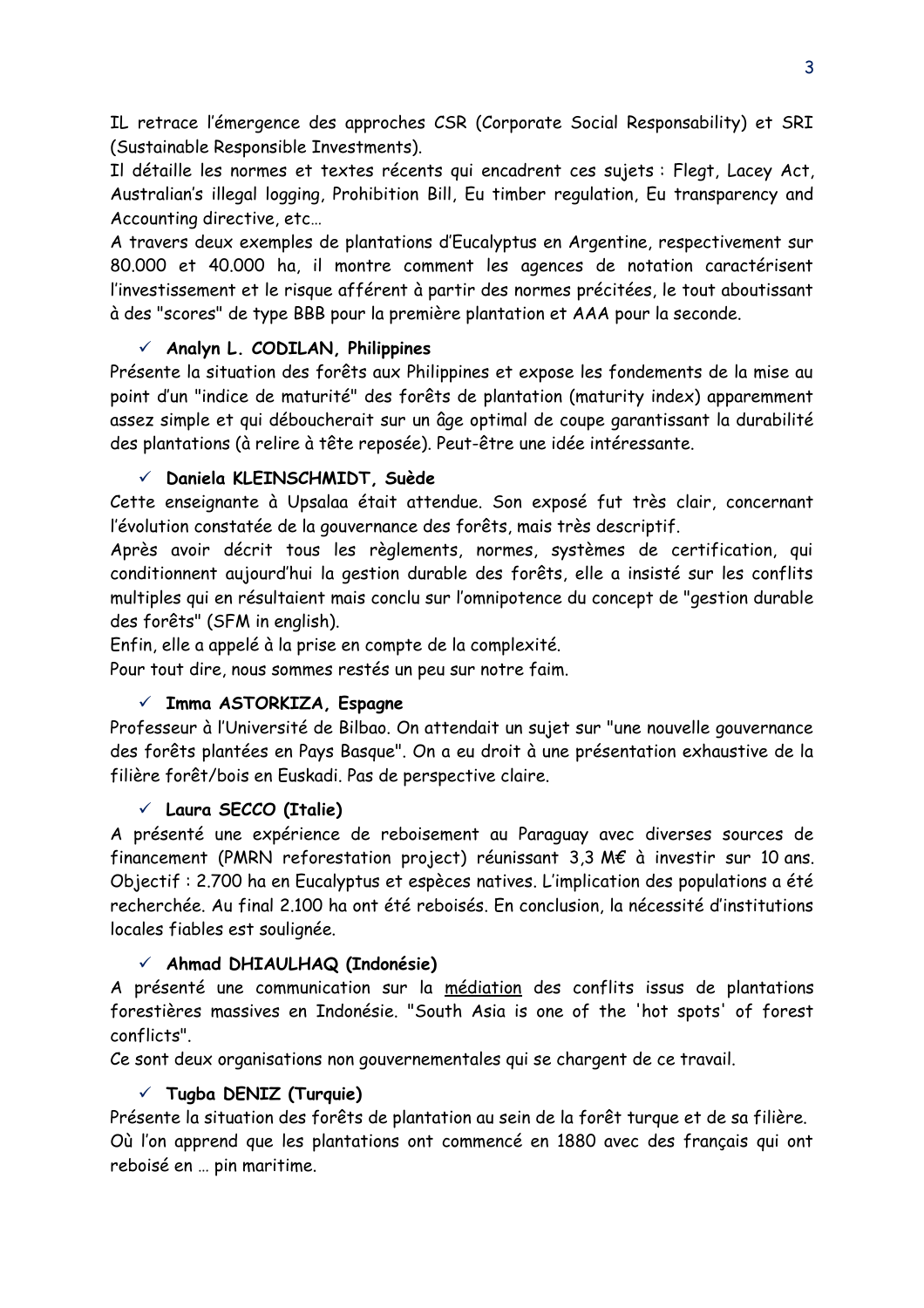IL retrace l'émergence des approches CSR (Corporate Social Responsability) et SRI (Sustainable Responsible Investments).

Il détaille les normes et textes récents qui encadrent ces sujets : Flegt, Lacey Act, Australian's illegal logging, Prohibition Bill, Eu timber regulation, Eu transparency and Accounting directive, etc…

A travers deux exemples de plantations d'Eucalyptus en Argentine, respectivement sur 80.000 et 40.000 ha, il montre comment les agences de notation caractérisent l'investissement et le risque afférent à partir des normes précitées, le tout aboutissant à des "scores" de type BBB pour la première plantation et AAA pour la seconde.

- ✓ **Analyn L. CODILAN, Philippines**

Présente la situation des forêts aux Philippines et expose les fondements de la mise au point d'un "indice de maturité" des forêts de plantation (maturity index) apparemment assez simple et qui déboucherait sur un âge optimal de coupe garantissant la durabilité des plantations (à relire à tête reposée). Peut-être une idée intéressante.

- ✓ **Daniela KLEINSCHMIDT, Suède**

Cette enseignante à Upsalaa était attendue. Son exposé fut très clair, concernant l'évolution constatée de la gouvernance des forêts, mais très descriptif.

Après avoir décrit tous les règlements, normes, systèmes de certification, qui conditionnent aujourd'hui la gestion durable des forêts, elle a insisté sur les conflits multiples qui en résultaient mais conclu sur l'omnipotence du concept de "gestion durable des forêts" (SFM in english).

Enfin, elle a appelé à la prise en compte de la complexité.

Pour tout dire, nous sommes restés un peu sur notre faim.

- ✓ **Imma ASTORKIZA, Espagne**

Professeur à l'Université de Bilbao. On attendait un sujet sur "une nouvelle gouvernance des forêts plantées en Pays Basque". On a eu droit à une présentation exhaustive de la filière forêt/bois en Euskadi. Pas de perspective claire.

- ✓ **Laura SECCO (Italie)**

A présenté une expérience de reboisement au Paraguay avec diverses sources de financement (PMRN reforestation project) réunissant 3,3 M€ à investir sur 10 ans. Objectif : 2.700 ha en Eucalyptus et espèces natives. L'implication des populations a été recherchée. Au final 2.100 ha ont été reboisés. En conclusion, la nécessité d'institutions locales fiables est soulignée.

- ✓ **Ahmad DHIAULHAQ (Indonésie)**

A présenté une communication sur la <u>médiation</u> des conflits issus de plantations forestières massives en Indonésie. "South Asia is one of the 'hot spots' of forest conflicts".

Ce sont deux organisations non gouvernementales qui se chargent de ce travail.

- ✓ **Tugba DENIZ (Turquie)**

Présente la situation des forêts de plantation au sein de la forêt turque et de sa filière. Où l'on apprend que les plantations ont commencé en 1880 avec des français qui ont reboisé en … pin maritime.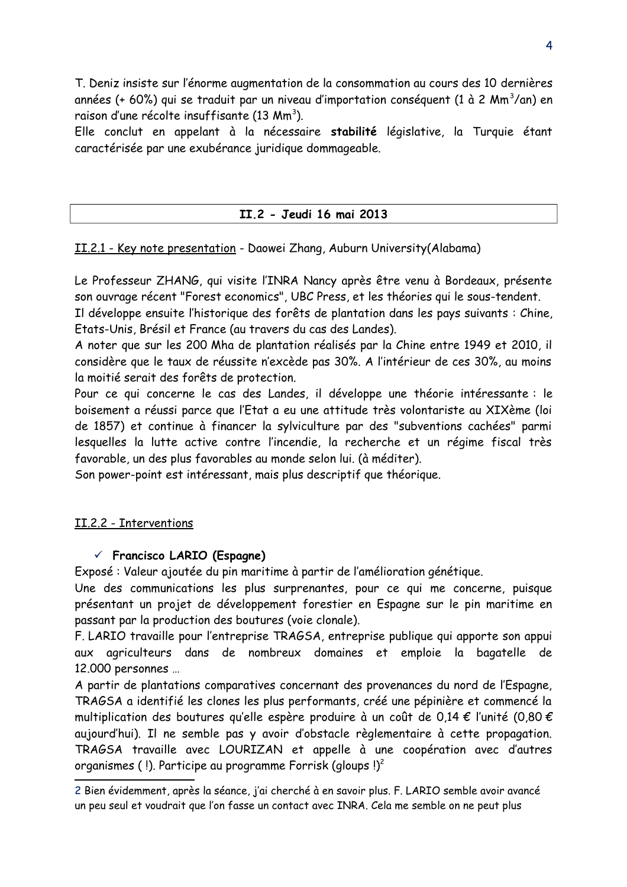T. Deniz insiste sur l'énorme augmentation de la consommation au cours des 10 dernières années (+ 60%) qui se traduit par un niveau d'importation conséquent (1 à 2 $Mm^3$/an) en raison d'une récolte insuffisante (13 $Mm^3$).

Elle conclut en appelant à la nécessaire **stabilité** législative, la Turquie étant caractérisée par une exubérance juridique dommageable.

## II.2 - Jeudi 16 mai 2013

II.2.1 - Key note presentation - Daowei Zhang, Auburn University(Alabama)

Le Professeur ZHANG, qui visite l'INRA Nancy après être venu à Bordeaux, présente son ouvrage récent "Forest economics", UBC Press, et les théories qui le sous-tendent.

Il développe ensuite l'historique des forêts de plantation dans les pays suivants : Chine, Etats-Unis, Brésil et France (au travers du cas des Landes).

A noter que sur les 200 Mha de plantation réalisés par la Chine entre 1949 et 2010, il considère que le taux de réussite n'excède pas 30%. A l'intérieur de ces 30%, au moins la moitié serait des forêts de protection.

Pour ce qui concerne le cas des Landes, il développe une théorie intéressante : le boisement a réussi parce que l'Etat a eu une attitude très volontariste au XIXème (loi de 1857) et continue à financer la sylviculture par des "subventions cachées" parmi lesquelles la lutte active contre l'incendie, la recherche et un régime fiscal très favorable, un des plus favorables au monde selon lui. (à méditer).

Son power-point est intéressant, mais plus descriptif que théorique.

II.2.2 - Interventions

- ✓ **Francisco LARIO (Espagne)**

Exposé : Valeur ajoutée du pin maritime à partir de l'amélioration génétique.

Une des communications les plus surprenantes, pour ce qui me concerne, puisque présentant un projet de développement forestier en Espagne sur le pin maritime en passant par la production des boutures (voie clonale).

F. LARIO travaille pour l'entreprise TRAGSA, entreprise publique qui apporte son appui aux agriculteurs dans de nombreux domaines et emploie la bagatelle de 12.000 personnes …

A partir de plantations comparatives concernant des provenances du nord de l'Espagne, TRAGSA a identifié les clones les plus performants, créé une pépinière et commencé la multiplication des boutures qu'elle espère produire à un coût de 0,14 € l'unité (0,80 € aujourd'hui). Il ne semble pas y avoir d'obstacle règlementaire à cette propagation. TRAGSA travaille avec LOURIZAN et appelle à une coopération avec d'autres organismes ( !). Participe au programme Forrisk (gloups !)[2]

2 Bien évidemment, après la séance, j'ai cherché à en savoir plus. F. LARIO semble avoir avancé un peu seul et voudrait que l'on fasse un contact avec INRA. Cela me semble on ne peut plus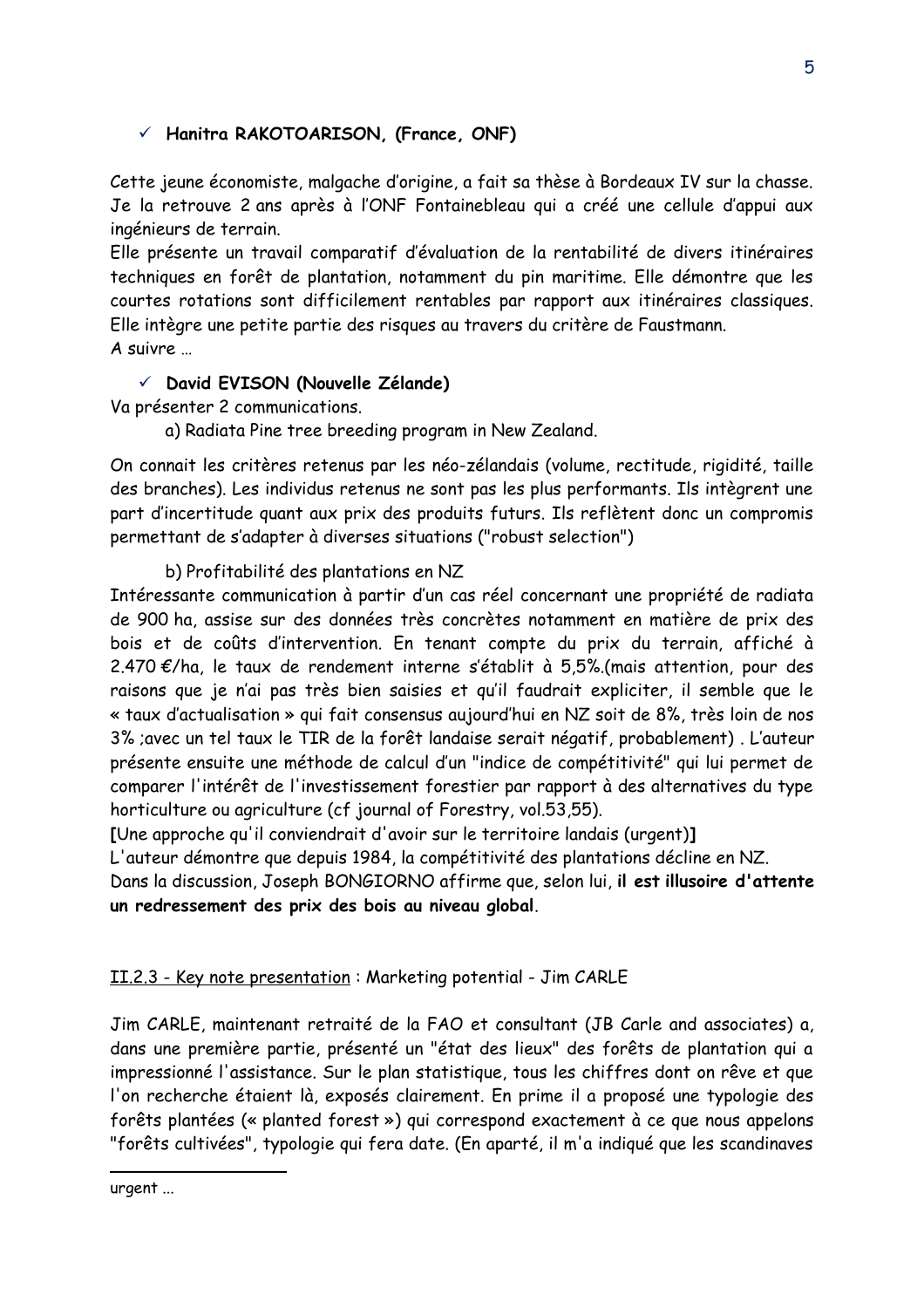- ✓ **Hanitra RAKOTOARISON, (France, ONF)**

Cette jeune économiste, malgache d'origine, a fait sa thèse à Bordeaux IV sur la chasse. Je la retrouve 2 ans après à l'ONF Fontainebleau qui a créé une cellule d'appui aux ingénieurs de terrain.
Elle présente un travail comparatif d'évaluation de la rentabilité de divers itinéraires techniques en forêt de plantation, notamment du pin maritime. Elle démontre que les courtes rotations sont difficilement rentables par rapport aux itinéraires classiques. Elle intègre une petite partie des risques au travers du critère de Faustmann.
A suivre …

- ✓ **David EVISON (Nouvelle Zélande)**

Va présenter 2 communications.

a) Radiata Pine tree breeding program in New Zealand.

On connait les critères retenus par les néo-zélandais (volume, rectitude, rigidité, taille des branches). Les individus retenus ne sont pas les plus performants. Ils intègrent une part d'incertitude quant aux prix des produits futurs. Ils reflètent donc un compromis permettant de s'adapter à diverses situations ("robust selection")

b) Profitabilité des plantations en NZ

Intéressante communication à partir d'un cas réel concernant une propriété de radiata de 900 ha, assise sur des données très concrètes notamment en matière de prix des bois et de coûts d'intervention. En tenant compte du prix du terrain, affiché à 2.470 €/ha, le taux de rendement interne s'établit à 5,5%.(mais attention, pour des raisons que je n'ai pas très bien saisies et qu'il faudrait expliciter, il semble que le « taux d'actualisation » qui fait consensus aujourd'hui en NZ soit de 8%, très loin de nos 3% ;avec un tel taux le TIR de la forêt landaise serait négatif, probablement) . L'auteur présente ensuite une méthode de calcul d'un "indice de compétitivité" qui lui permet de comparer l'intérêt de l'investissement forestier par rapport à des alternatives du type horticulture ou agriculture (cf journal of Forestry, vol.53,55).
**[**Une approche qu'il conviendrait d'avoir sur le territoire landais (urgent)**]**
L'auteur démontre que depuis 1984, la compétitivité des plantations décline en NZ.
Dans la discussion, Joseph BONGIORNO affirme que, selon lui, **il est illusoire d'attente un redressement des prix des bois au niveau global**.

II.2.3 - Key note presentation : Marketing potential - Jim CARLE

Jim CARLE, maintenant retraité de la FAO et consultant (JB Carle and associates) a, dans une première partie, présenté un "état des lieux" des forêts de plantation qui a impressionné l'assistance. Sur le plan statistique, tous les chiffres dont on rêve et que l'on recherche étaient là, exposés clairement. En prime il a proposé une typologie des forêts plantées (« planted forest ») qui correspond exactement à ce que nous appelons "forêts cultivées", typologie qui fera date. (En aparté, il m'a indiqué que les scandinaves

---

urgent ...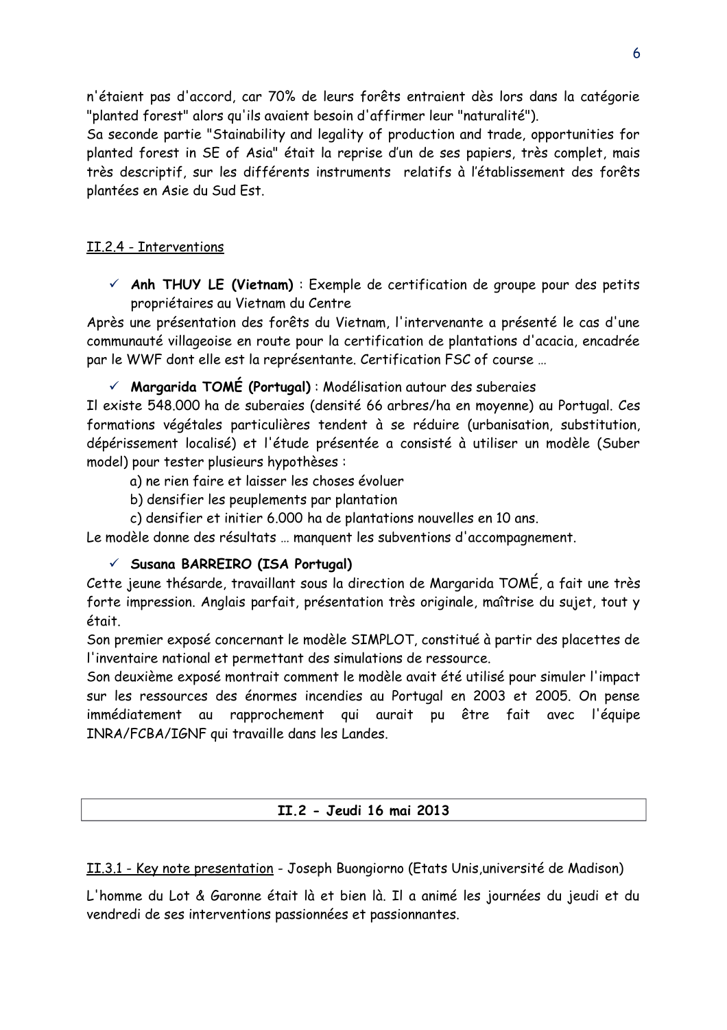n'étaient pas d'accord, car 70% de leurs forêts entraient dès lors dans la catégorie "planted forest" alors qu'ils avaient besoin d'affirmer leur "naturalité").

Sa seconde partie "Stainability and legality of production and trade, opportunities for planted forest in SE of Asia" était la reprise d'un de ses papiers, très complet, mais très descriptif, sur les différents instruments relatifs à l'établissement des forêts plantées en Asie du Sud Est.

### II.2.4 - Interventions

- ✓ **Anh THUY LE (Vietnam)** : Exemple de certification de groupe pour des petits propriétaires au Vietnam du Centre

Après une présentation des forêts du Vietnam, l'intervenante a présenté le cas d'une communauté villageoise en route pour la certification de plantations d'acacia, encadrée par le WWF dont elle est la représentante. Certification FSC of course …

- ✓ **Margarida TOMÉ (Portugal)** : Modélisation autour des suberaies

Il existe 548.000 ha de suberaies (densité 66 arbres/ha en moyenne) au Portugal. Ces formations végétales particulières tendent à se réduire (urbanisation, substitution, dépérissement localisé) et l'étude présentée a consisté à utiliser un modèle (Suber model) pour tester plusieurs hypothèses :

a) ne rien faire et laisser les choses évoluer
b) densifier les peuplements par plantation
c) densifier et initier 6.000 ha de plantations nouvelles en 10 ans.

Le modèle donne des résultats … manquent les subventions d'accompagnement.

- ✓ **Susana BARREIRO (ISA Portugal)**

Cette jeune thésarde, travaillant sous la direction de Margarida TOMÉ, a fait une très forte impression. Anglais parfait, présentation très originale, maîtrise du sujet, tout y était.

Son premier exposé concernant le modèle SIMPLOT, constitué à partir des placettes de l'inventaire national et permettant des simulations de ressource.

Son deuxième exposé montrait comment le modèle avait été utilisé pour simuler l'impact sur les ressources des énormes incendies au Portugal en 2003 et 2005. On pense immédiatement au rapprochement qui aurait pu être fait avec l'équipe INRA/FCBA/IGNF qui travaille dans les Landes.

## II.2 - Jeudi 16 mai 2013

### II.3.1 - Key note presentation - Joseph Buongiorno (Etats Unis,université de Madison)

L'homme du Lot & Garonne était là et bien là. Il a animé les journées du jeudi et du vendredi de ses interventions passionnées et passionnantes.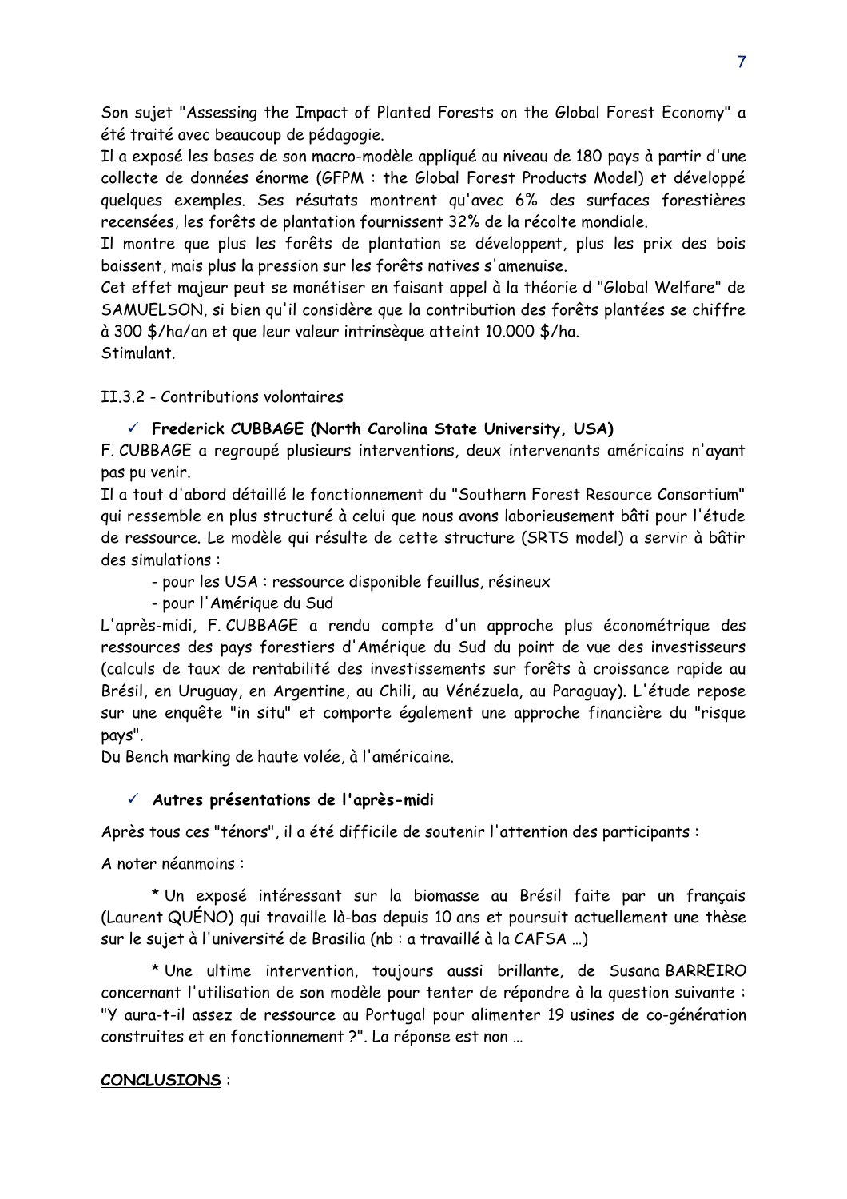Son sujet "Assessing the Impact of Planted Forests on the Global Forest Economy" a été traité avec beaucoup de pédagogie.

Il a exposé les bases de son macro-modèle appliqué au niveau de 180 pays à partir d'une collecte de données énorme (GFPM : the Global Forest Products Model) et développé quelques exemples. Ses résutats montrent qu'avec 6% des surfaces forestières recensées, les forêts de plantation fournissent 32% de la récolte mondiale.

Il montre que plus les forêts de plantation se développent, plus les prix des bois baissent, mais plus la pression sur les forêts natives s'amenuise.

Cet effet majeur peut se monétiser en faisant appel à la théorie d "Global Welfare" de SAMUELSON, si bien qu'il considère que la contribution des forêts plantées se chiffre à 300 $/ha/an et que leur valeur intrinsèque atteint 10.000 $/ha.

Stimulant.

II.3.2 - Contributions volontaires

- ✓ **Frederick CUBBAGE (North Carolina State University, USA)**

F. CUBBAGE a regroupé plusieurs interventions, deux intervenants américains n'ayant pas pu venir.

Il a tout d'abord détaillé le fonctionnement du "Southern Forest Resource Consortium" qui ressemble en plus structuré à celui que nous avons laborieusement bâti pour l'étude de ressource. Le modèle qui résulte de cette structure (SRTS model) a servir à bâtir des simulations :

- pour les USA : ressource disponible feuillus, résineux
- pour l'Amérique du Sud

L'après-midi, F. CUBBAGE a rendu compte d'un approche plus économétrique des ressources des pays forestiers d'Amérique du Sud du point de vue des investisseurs (calculs de taux de rentabilité des investissements sur forêts à croissance rapide au Brésil, en Uruguay, en Argentine, au Chili, au Vénézuela, au Paraguay). L'étude repose sur une enquête "in situ" et comporte également une approche financière du "risque pays".

Du Bench marking de haute volée, à l'américaine.

- ✓ **Autres présentations de l'après-midi**

Après tous ces "ténors", il a été difficile de soutenir l'attention des participants :

A noter néanmoins :

* Un exposé intéressant sur la biomasse au Brésil faite par un français (Laurent QUÉNO) qui travaille là-bas depuis 10 ans et poursuit actuellement une thèse sur le sujet à l'université de Brasilia (nb : a travaillé à la CAFSA …)

* Une ultime intervention, toujours aussi brillante, de Susana BARREIRO concernant l'utilisation de son modèle pour tenter de répondre à la question suivante : "Y aura-t-il assez de ressource au Portugal pour alimenter 19 usines de co-génération construites et en fonctionnement ?". La réponse est non …

**CONCLUSIONS** :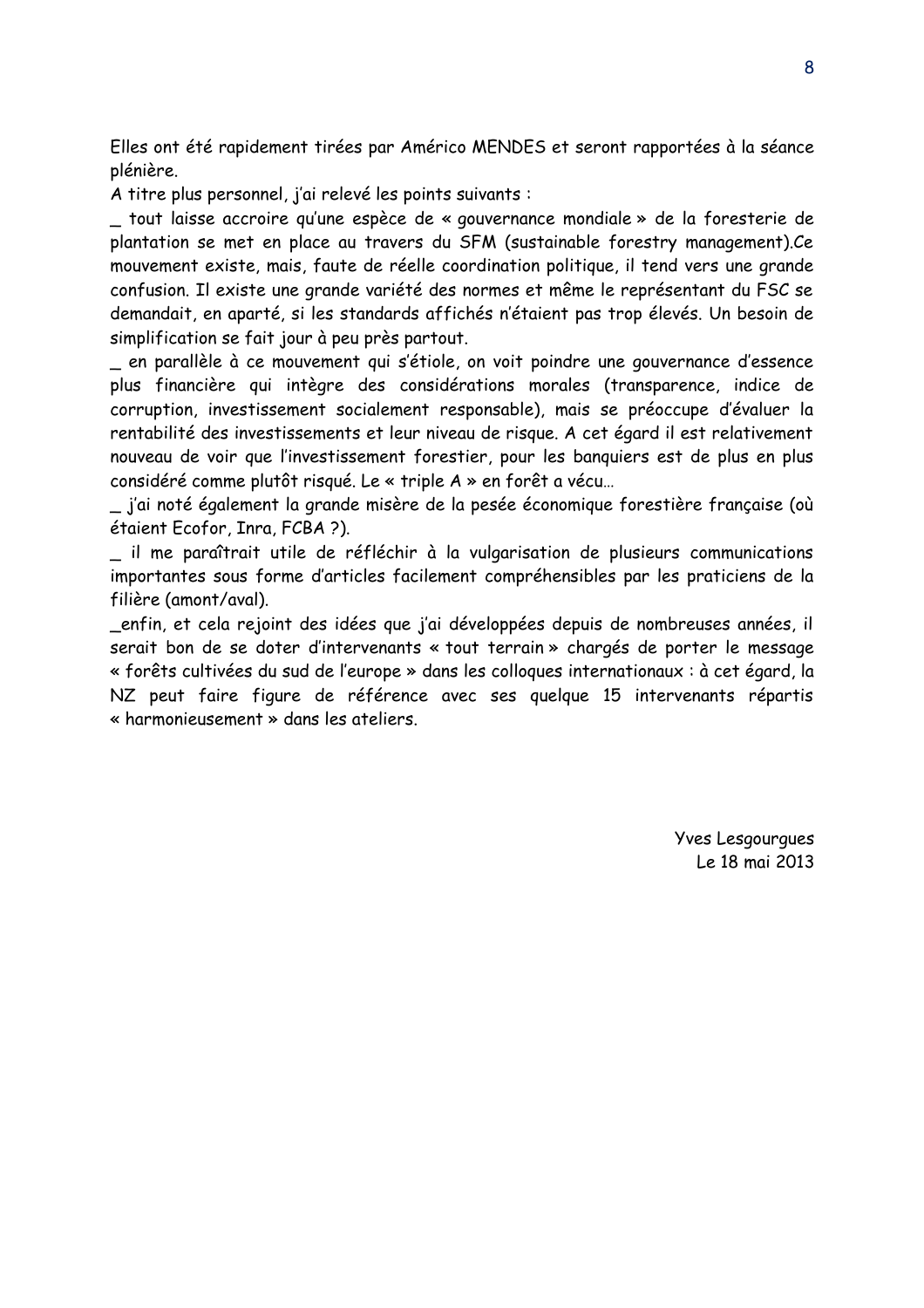Elles ont été rapidement tirées par Américo MENDES et seront rapportées à la séance plénière.

A titre plus personnel, j'ai relevé les points suivants :

_ tout laisse accroire qu'une espèce de « gouvernance mondiale » de la foresterie de plantation se met en place au travers du SFM (sustainable forestry management).Ce mouvement existe, mais, faute de réelle coordination politique, il tend vers une grande confusion. Il existe une grande variété des normes et même le représentant du FSC se demandait, en aparté, si les standards affichés n'étaient pas trop élevés. Un besoin de simplification se fait jour à peu près partout.

_ en parallèle à ce mouvement qui s'étiole, on voit poindre une gouvernance d'essence plus financière qui intègre des considérations morales (transparence, indice de corruption, investissement socialement responsable), mais se préoccupe d'évaluer la rentabilité des investissements et leur niveau de risque. A cet égard il est relativement nouveau de voir que l'investissement forestier, pour les banquiers est de plus en plus considéré comme plutôt risqué. Le « triple A » en forêt a vécu…

_ j'ai noté également la grande misère de la pesée économique forestière française (où étaient Ecofor, Inra, FCBA ?).

_ il me paraîtrait utile de réfléchir à la vulgarisation de plusieurs communications importantes sous forme d'articles facilement compréhensibles par les praticiens de la filière (amont/aval).

_enfin, et cela rejoint des idées que j'ai développées depuis de nombreuses années, il serait bon de se doter d'intervenants « tout terrain » chargés de porter le message « forêts cultivées du sud de l'europe » dans les colloques internationaux : à cet égard, la NZ peut faire figure de référence avec ses quelque 15 intervenants répartis « harmonieusement » dans les ateliers.

Yves Lesgourgues
Le 18 mai 2013